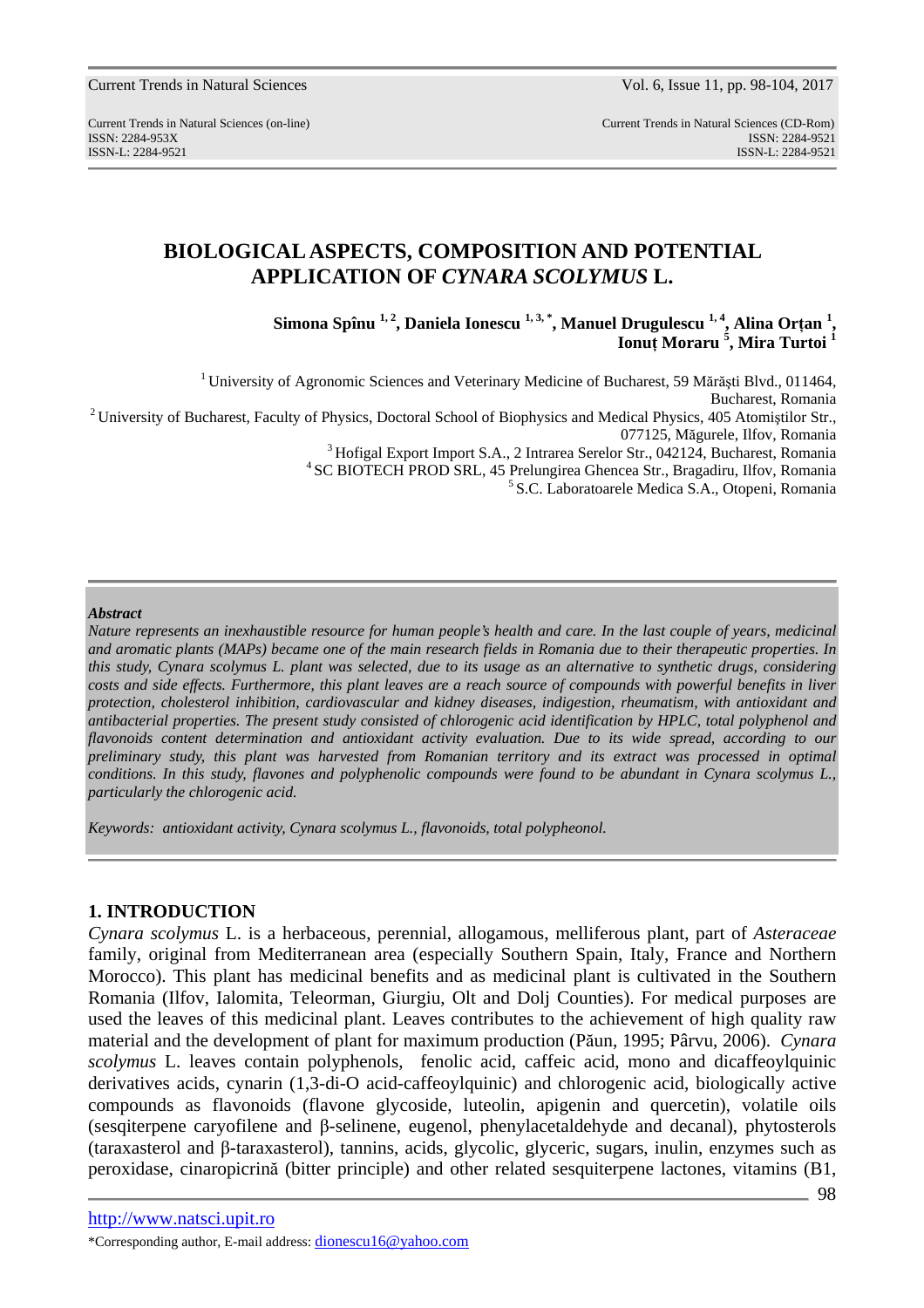# BIOLOGICAL ASPECTS, COMPOSITION AND POTENTIAL APPLICATION OF *CYNARA SCOLYMUS* L.

**Simona Spînu [1, 2], Daniela Ionescu [1, 3, *], Manuel Drugulescu [1, 4], Alina Orțan [1], Ionuț Moraru [5], Mira Turtoi [1]**

[1] University of Agronomic Sciences and Veterinary Medicine of Bucharest, 59 Mărăști Blvd., 011464, Bucharest, Romania

[2] University of Bucharest, Faculty of Physics, Doctoral School of Biophysics and Medical Physics, 405 Atomiștilor Str., 077125, Măgurele, Ilfov, Romania

[3] Hofigal Export Import S.A., 2 Intrarea Serelor Str., 042124, Bucharest, Romania

[4] SC BIOTECH PROD SRL, 45 Prelungirea Ghencea Str., Bragadiru, Ilfov, Romania

[5] S.C. Laboratoarele Medica S.A., Otopeni, Romania

***Abstract***

*Nature represents an inexhaustible resource for human people's health and care. In the last couple of years, medicinal and aromatic plants (MAPs) became one of the main research fields in Romania due to their therapeutic properties. In this study, Cynara scolymus L. plant was selected, due to its usage as an alternative to synthetic drugs, considering costs and side effects. Furthermore, this plant leaves are a reach source of compounds with powerful benefits in liver protection, cholesterol inhibition, cardiovascular and kidney diseases, indigestion, rheumatism, with antioxidant and antibacterial properties. The present study consisted of chlorogenic acid identification by HPLC, total polyphenol and flavonoids content determination and antioxidant activity evaluation. Due to its wide spread, according to our preliminary study, this plant was harvested from Romanian territory and its extract was processed in optimal conditions. In this study, flavones and polyphenolic compounds were found to be abundant in Cynara scolymus L., particularly the chlorogenic acid.*

*Keywords: antioxidant activity, Cynara scolymus L., flavonoids, total polypheonol.*

## 1. INTRODUCTION

*Cynara scolymus* L. is a herbaceous, perennial, allogamous, melliferous plant, part of *Asteraceae* family, original from Mediterranean area (especially Southern Spain, Italy, France and Northern Morocco). This plant has medicinal benefits and as medicinal plant is cultivated in the Southern Romania (Ilfov, Ialomita, Teleorman, Giurgiu, Olt and Dolj Counties). For medical purposes are used the leaves of this medicinal plant. Leaves contributes to the achievement of high quality raw material and the development of plant for maximum production (Păun, 1995; Pârvu, 2006). *Cynara scolymus* L. leaves contain polyphenols, fenolic acid, caffeic acid, mono and dicaffeoylquinic derivatives acids, cynarin (1,3-di-O acid-caffeoylquinic) and chlorogenic acid, biologically active compounds as flavonoids (flavone glycoside, luteolin, apigenin and quercetin), volatile oils (sesqiterpene caryofilene and β-selinene, eugenol, phenylacetaldehyde and decanal), phytosterols (taraxasterol and β-taraxasterol), tannins, acids, glycolic, glyceric, sugars, inulin, enzymes such as peroxidase, cinaropicrină (bitter principle) and other related sesquiterpene lactones, vitamins (B1,

*Corresponding author, E-mail address: dionescu16@yahoo.com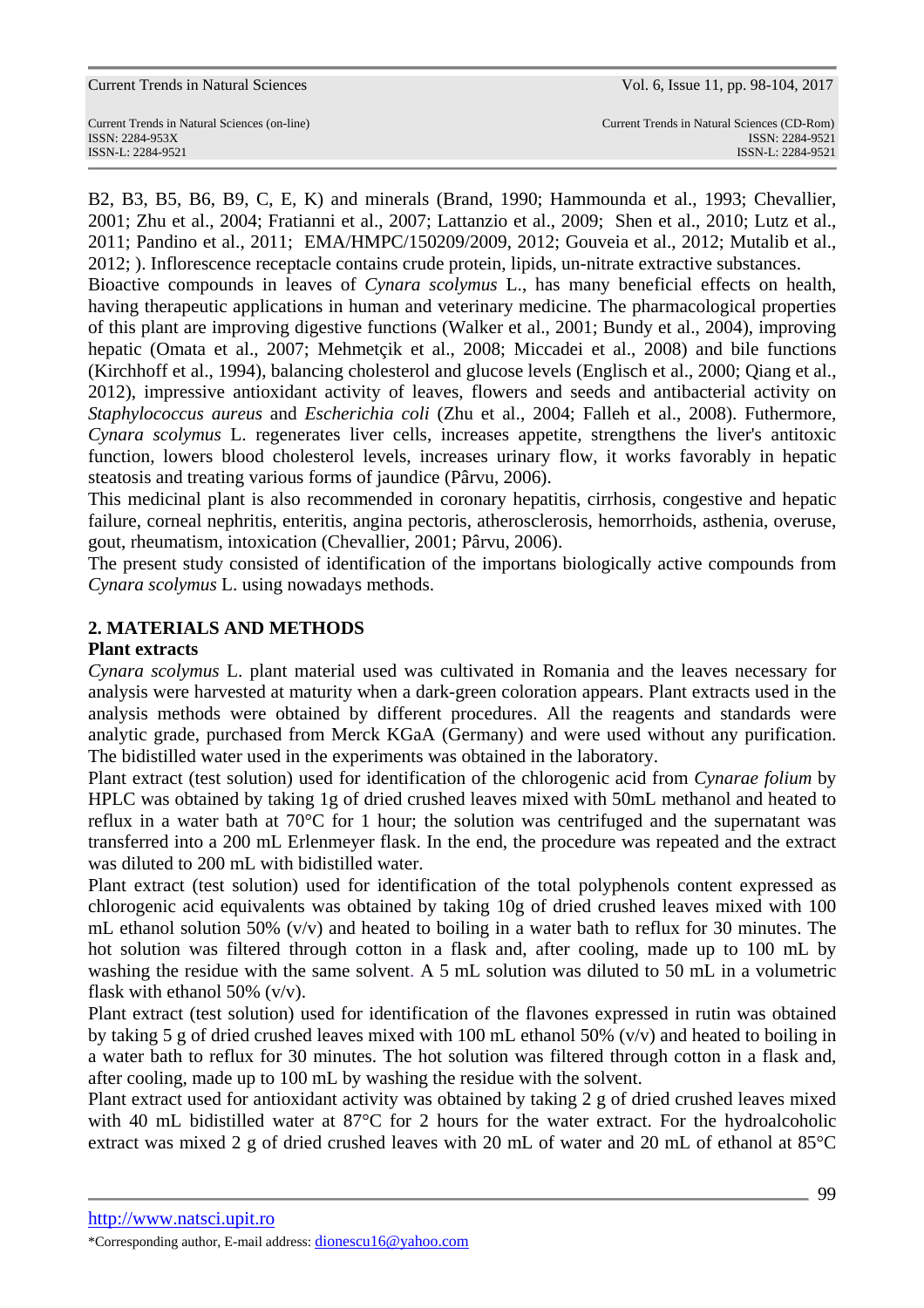B2, B3, B5, B6, B9, C, E, K) and minerals (Brand, 1990; Hammounda et al., 1993; Chevallier, 2001; Zhu et al., 2004; Fratianni et al., 2007; Lattanzio et al., 2009; Shen et al., 2010; Lutz et al., 2011; Pandino et al., 2011; EMA/HMPC/150209/2009, 2012; Gouveia et al., 2012; Mutalib et al., 2012; ). Inflorescence receptacle contains crude protein, lipids, un-nitrate extractive substances.

Bioactive compounds in leaves of *Cynara scolymus* L., has many beneficial effects on health, having therapeutic applications in human and veterinary medicine. The pharmacological properties of this plant are improving digestive functions (Walker et al., 2001; Bundy et al., 2004), improving hepatic (Omata et al., 2007; Mehmetçik et al., 2008; Miccadei et al., 2008) and bile functions (Kirchhoff et al., 1994), balancing cholesterol and glucose levels (Englisch et al., 2000; Qiang et al., 2012), impressive antioxidant activity of leaves, flowers and seeds and antibacterial activity on *Staphylococcus aureus* and *Escherichia coli* (Zhu et al., 2004; Falleh et al., 2008). Futhermore, *Cynara scolymus* L. regenerates liver cells, increases appetite, strengthens the liver's antitoxic function, lowers blood cholesterol levels, increases urinary flow, it works favorably in hepatic steatosis and treating various forms of jaundice (Pârvu, 2006).

This medicinal plant is also recommended in coronary hepatitis, cirrhosis, congestive and hepatic failure, corneal nephritis, enteritis, angina pectoris, atherosclerosis, hemorrhoids, asthenia, overuse, gout, rheumatism, intoxication (Chevallier, 2001; Pârvu, 2006).

The present study consisted of identification of the importans biologically active compounds from *Cynara scolymus* L. using nowadays methods.

## 2. MATERIALS AND METHODS

### Plant extracts

*Cynara scolymus* L. plant material used was cultivated in Romania and the leaves necessary for analysis were harvested at maturity when a dark-green coloration appears. Plant extracts used in the analysis methods were obtained by different procedures. All the reagents and standards were analytic grade, purchased from Merck KGaA (Germany) and were used without any purification. The bidistilled water used in the experiments was obtained in the laboratory.

Plant extract (test solution) used for identification of the chlorogenic acid from *Cynarae folium* by HPLC was obtained by taking 1g of dried crushed leaves mixed with 50mL methanol and heated to reflux in a water bath at 70°C for 1 hour; the solution was centrifuged and the supernatant was transferred into a 200 mL Erlenmeyer flask. In the end, the procedure was repeated and the extract was diluted to 200 mL with bidistilled water.

Plant extract (test solution) used for identification of the total polyphenols content expressed as chlorogenic acid equivalents was obtained by taking 10g of dried crushed leaves mixed with 100 mL ethanol solution 50% (v/v) and heated to boiling in a water bath to reflux for 30 minutes. The hot solution was filtered through cotton in a flask and, after cooling, made up to 100 mL by washing the residue with the same solvent. A 5 mL solution was diluted to 50 mL in a volumetric flask with ethanol 50% (v/v).

Plant extract (test solution) used for identification of the flavones expressed in rutin was obtained by taking 5 g of dried crushed leaves mixed with 100 mL ethanol 50% (v/v) and heated to boiling in a water bath to reflux for 30 minutes. The hot solution was filtered through cotton in a flask and, after cooling, made up to 100 mL by washing the residue with the solvent.

Plant extract used for antioxidant activity was obtained by taking 2 g of dried crushed leaves mixed with 40 mL bidistilled water at 87°C for 2 hours for the water extract. For the hydroalcoholic extract was mixed 2 g of dried crushed leaves with 20 mL of water and 20 mL of ethanol at 85°C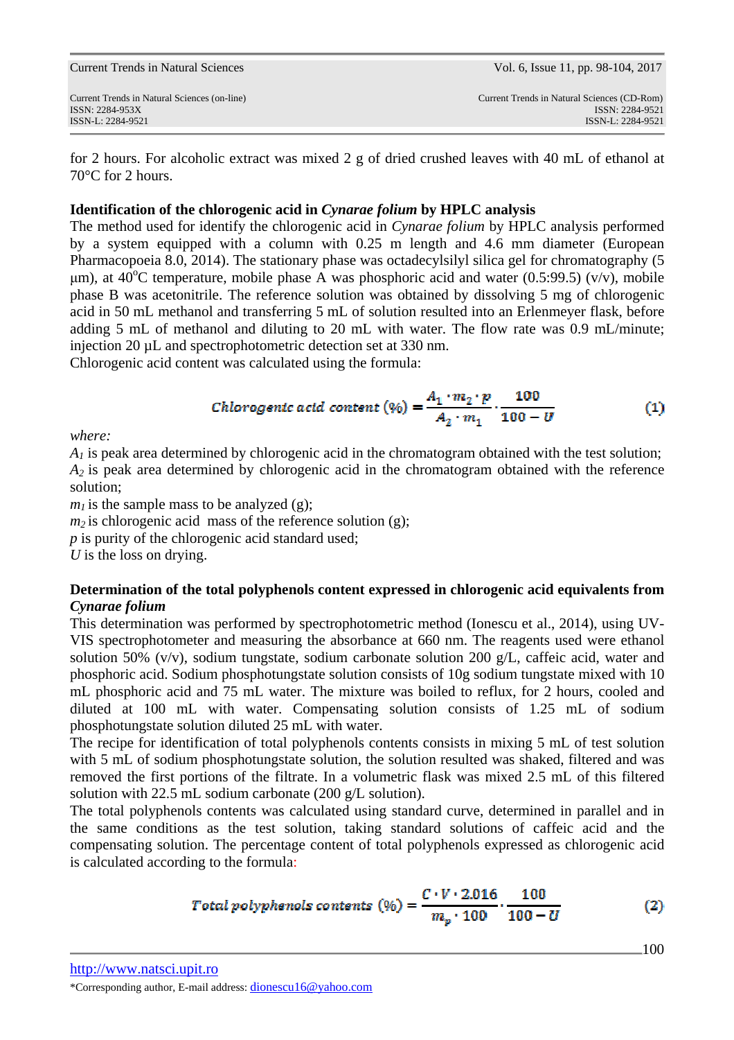for 2 hours. For alcoholic extract was mixed 2 g of dried crushed leaves with 40 mL of ethanol at 70°C for 2 hours.

**Identification of the chlorogenic acid in *Cynarae folium* by HPLC analysis**

The method used for identify the chlorogenic acid in *Cynarae folium* by HPLC analysis performed by a system equipped with a column with 0.25 m length and 4.6 mm diameter (European Pharmacopoeia 8.0, 2014). The stationary phase was octadecylsilyl silica gel for chromatography (5 µm), at 40$^o$C temperature, mobile phase A was phosphoric acid and water (0.5:99.5) (v/v), mobile phase B was acetonitrile. The reference solution was obtained by dissolving 5 mg of chlorogenic acid in 50 mL methanol and transferring 5 mL of solution resulted into an Erlenmeyer flask, before adding 5 mL of methanol and diluting to 20 mL with water. The flow rate was 0.9 mL/minute; injection 20 µL and spectrophotometric detection set at 330 nm.

Chlorogenic acid content was calculated using the formula:

$$\text{Chlorogenic acid content } (\%) = \frac{A_1 \cdot m_2 \cdot p}{A_2 \cdot m_1} \cdot \frac{100}{100 - U} \qquad (1)$$

*where:*

$A_1$ is peak area determined by chlorogenic acid in the chromatogram obtained with the test solution;
$A_2$ is peak area determined by chlorogenic acid in the chromatogram obtained with the reference solution;
$m_1$ is the sample mass to be analyzed (g);
$m_2$ is chlorogenic acid mass of the reference solution (g);
$p$ is purity of the chlorogenic acid standard used;
$U$ is the loss on drying.

**Determination of the total polyphenols content expressed in chlorogenic acid equivalents from *Cynarae folium***

This determination was performed by spectrophotometric method (Ionescu et al., 2014), using UV-VIS spectrophotometer and measuring the absorbance at 660 nm. The reagents used were ethanol solution 50% (v/v), sodium tungstate, sodium carbonate solution 200 g/L, caffeic acid, water and phosphoric acid. Sodium phosphotungstate solution consists of 10g sodium tungstate mixed with 10 mL phosphoric acid and 75 mL water. The mixture was boiled to reflux, for 2 hours, cooled and diluted at 100 mL with water. Compensating solution consists of 1.25 mL of sodium phosphotungstate solution diluted 25 mL with water.

The recipe for identification of total polyphenols contents consists in mixing 5 mL of test solution with 5 mL of sodium phosphotungstate solution, the solution resulted was shaked, filtered and was removed the first portions of the filtrate. In a volumetric flask was mixed 2.5 mL of this filtered solution with 22.5 mL sodium carbonate (200 g/L solution).

The total polyphenols contents was calculated using standard curve, determined in parallel and in the same conditions as the test solution, taking standard solutions of caffeic acid and the compensating solution. The percentage content of total polyphenols expressed as chlorogenic acid is calculated according to the formula:

$$\text{Total polyphenols contents } (\%) = \frac{C \cdot V \cdot 2.016}{m_p \cdot 100} \cdot \frac{100}{100 - U} \qquad (2)$$

http://www.natsci.upit.ro

*Corresponding author, E-mail address: dionescu16@yahoo.com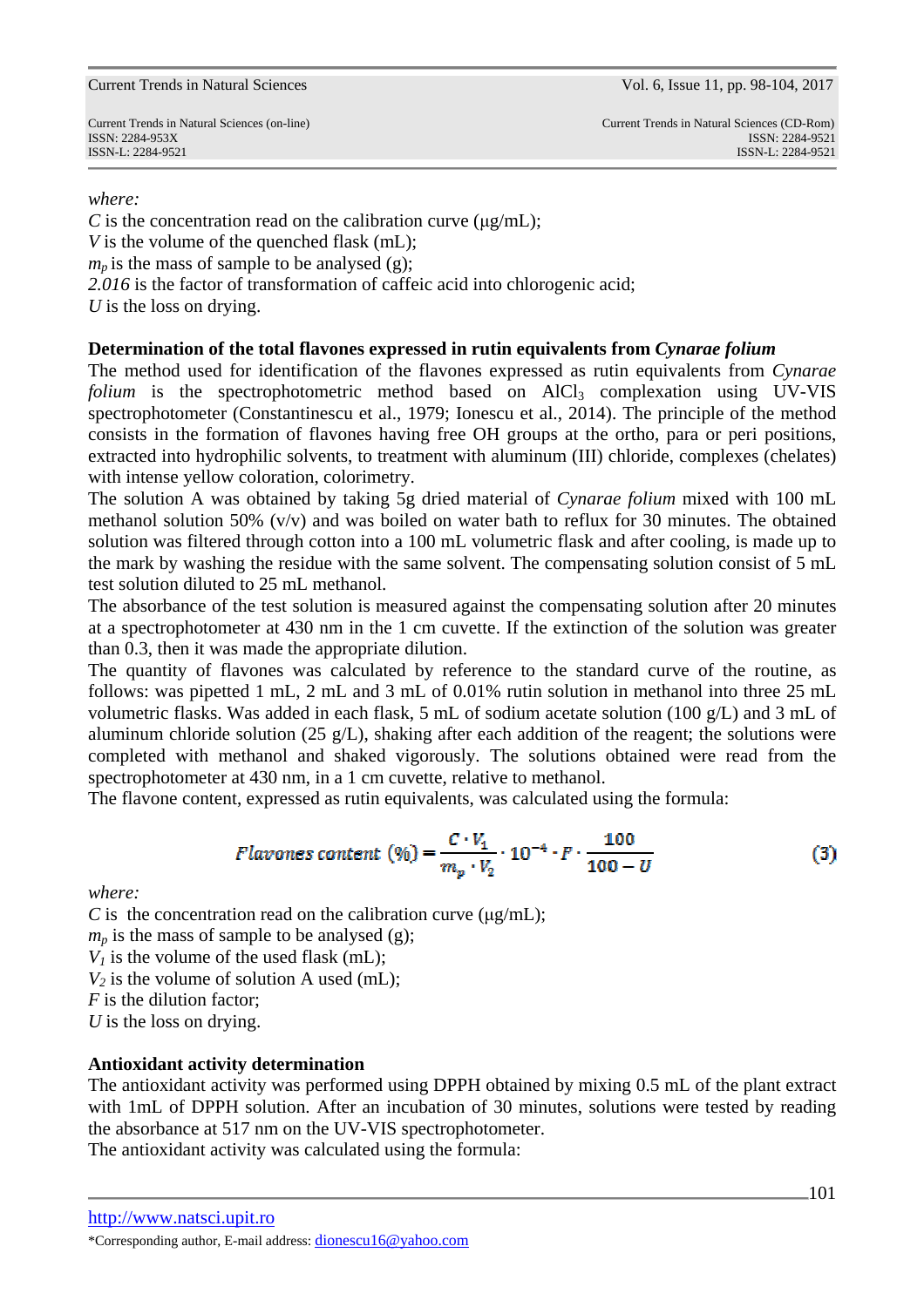where:
$C$ is the concentration read on the calibration curve (μg/mL);
$V$ is the volume of the quenched flask (mL);
$m_p$ is the mass of sample to be analysed (g);
*2.016* is the factor of transformation of caffeic acid into chlorogenic acid;
$U$ is the loss on drying.

**Determination of the total flavones expressed in rutin equivalents from *Cynarae folium***

The method used for identification of the flavones expressed as rutin equivalents from *Cynarae folium* is the spectrophotometric method based on $AlCl_3$ complexation using UV-VIS spectrophotometer (Constantinescu et al., 1979; Ionescu et al., 2014). The principle of the method consists in the formation of flavones having free OH groups at the ortho, para or peri positions, extracted into hydrophilic solvents, to treatment with aluminum (III) chloride, complexes (chelates) with intense yellow coloration, colorimetry.

The solution A was obtained by taking 5g dried material of *Cynarae folium* mixed with 100 mL methanol solution 50% (v/v) and was boiled on water bath to reflux for 30 minutes. The obtained solution was filtered through cotton into a 100 mL volumetric flask and after cooling, is made up to the mark by washing the residue with the same solvent. The compensating solution consist of 5 mL test solution diluted to 25 mL methanol.

The absorbance of the test solution is measured against the compensating solution after 20 minutes at a spectrophotometer at 430 nm in the 1 cm cuvette. If the extinction of the solution was greater than 0.3, then it was made the appropriate dilution.

The quantity of flavones was calculated by reference to the standard curve of the routine, as follows: was pipetted 1 mL, 2 mL and 3 mL of 0.01% rutin solution in methanol into three 25 mL volumetric flasks. Was added in each flask, 5 mL of sodium acetate solution (100 g/L) and 3 mL of aluminum chloride solution (25 g/L), shaking after each addition of the reagent; the solutions were completed with methanol and shaked vigorously. The solutions obtained were read from the spectrophotometer at 430 nm, in a 1 cm cuvette, relative to methanol.

The flavone content, expressed as rutin equivalents, was calculated using the formula:

$$Flavones\ content\ (\%) = \frac{C \cdot V_1}{m_p \cdot V_2} \cdot 10^{-4} \cdot F \cdot \frac{100}{100 - U} \qquad (3)$$

where:
$C$ is the concentration read on the calibration curve (μg/mL);
$m_p$ is the mass of sample to be analysed (g);
$V_1$ is the volume of the used flask (mL);
$V_2$ is the volume of solution A used (mL);
$F$ is the dilution factor;
$U$ is the loss on drying.

**Antioxidant activity determination**

The antioxidant activity was performed using DPPH obtained by mixing 0.5 mL of the plant extract with 1mL of DPPH solution. After an incubation of 30 minutes, solutions were tested by reading the absorbance at 517 nm on the UV-VIS spectrophotometer.

The antioxidant activity was calculated using the formula: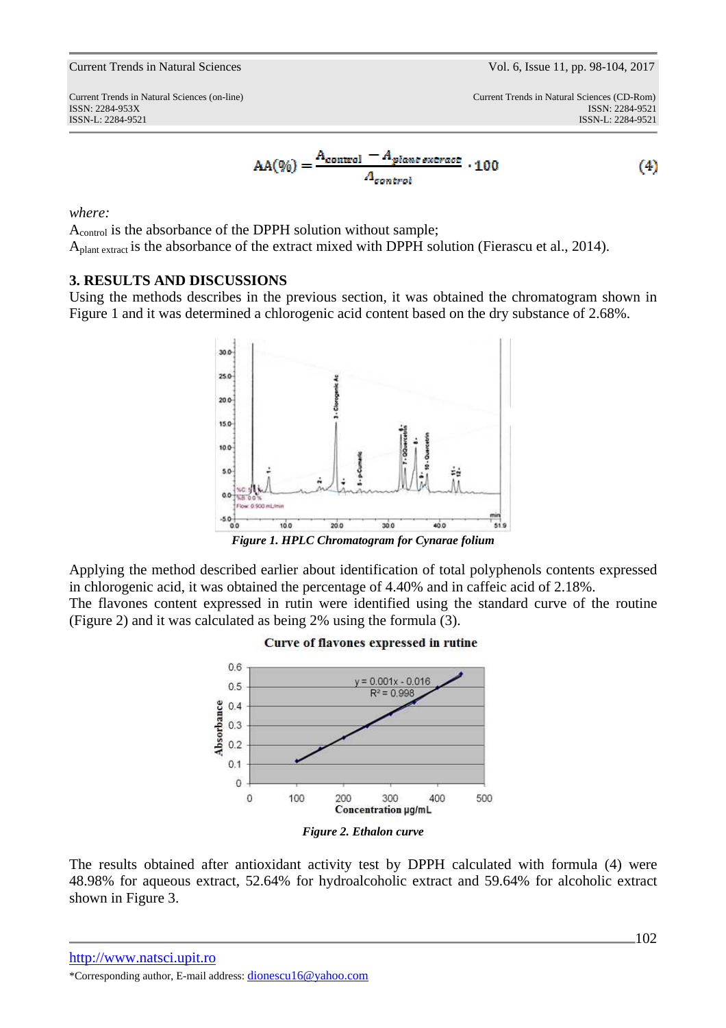$$AA(\%) = \frac{A_{control} - A_{plant\ extract}}{A_{control}} \cdot 100 \quad (4)$$

*where:*

$A_{control}$ is the absorbance of the DPPH solution without sample;

$A_{plant\ extract}$ is the absorbance of the extract mixed with DPPH solution (Fierascu et al., 2014).

### 3. RESULTS AND DISCUSSIONS

Using the methods describes in the previous section, it was obtained the chromatogram shown in Figure 1 and it was determined a chlorogenic acid content based on the dry substance of 2.68%.

*Figure 1. HPLC Chromatogram for Cynarae folium*

Applying the method described earlier about identification of total polyphenols contents expressed in chlorogenic acid, it was obtained the percentage of 4.40% and in caffeic acid of 2.18%.

The flavones content expressed in rutin were identified using the standard curve of the routine (Figure 2) and it was calculated as being 2% using the formula (3).

*Figure 2. Ethalon curve*

The results obtained after antioxidant activity test by DPPH calculated with formula (4) were 48.98% for aqueous extract, 52.64% for hydroalcoholic extract and 59.64% for alcoholic extract shown in Figure 3.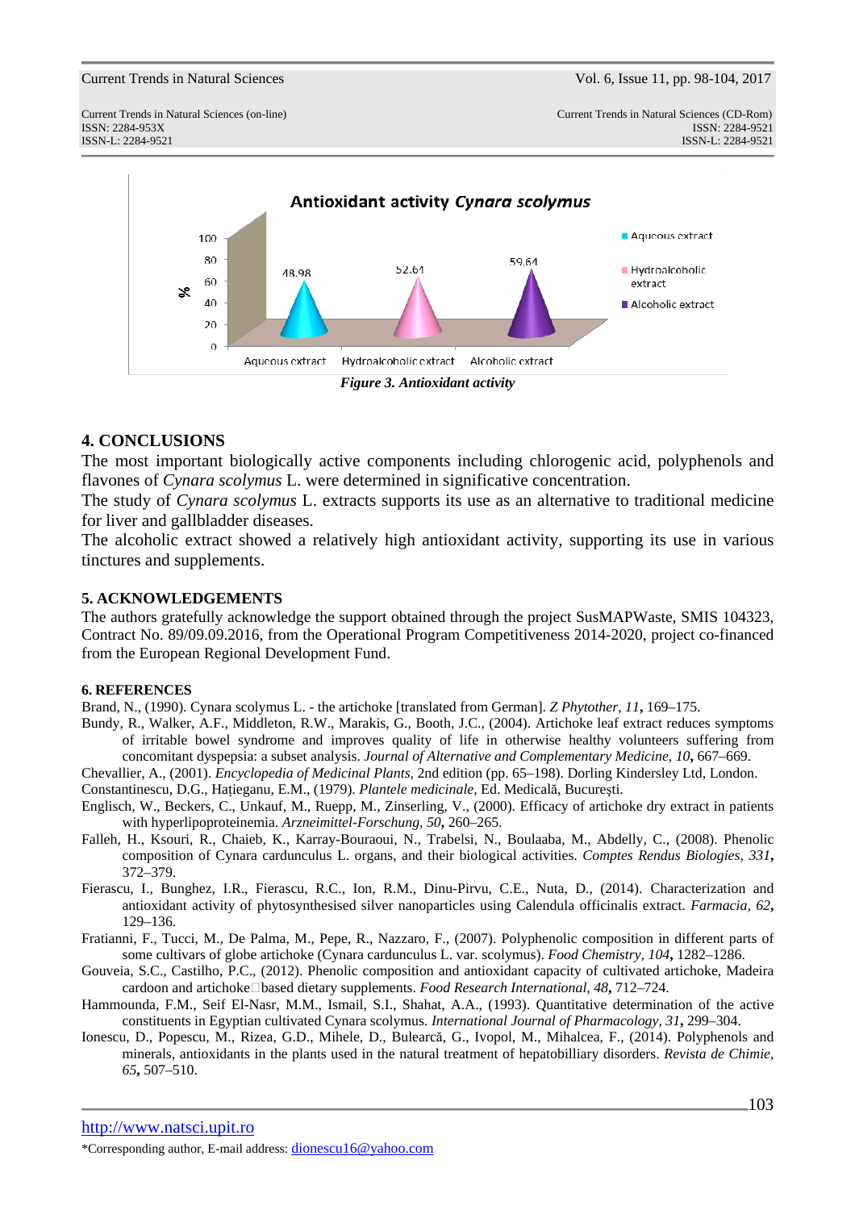Figure 3. Antioxidant activity

## 4. CONCLUSIONS

The most important biologically active components including chlorogenic acid, polyphenols and flavones of *Cynara scolymus* L. were determined in significative concentration.

The study of *Cynara scolymus* L. extracts supports its use as an alternative to traditional medicine for liver and gallbladder diseases.

The alcoholic extract showed a relatively high antioxidant activity, supporting its use in various tinctures and supplements.

## 5. ACKNOWLEDGEMENTS

The authors gratefully acknowledge the support obtained through the project SusMAPWaste, SMIS 104323, Contract No. 89/09.09.2016, from the Operational Program Competitiveness 2014-2020, project co-financed from the European Regional Development Fund.

## 6. REFERENCES

Brand, N., (1990). Cynara scolymus L. - the artichoke [translated from German]. *Z Phytother, 11*, 169–175.

Bundy, R., Walker, A.F., Middleton, R.W., Marakis, G., Booth, J.C., (2004). Artichoke leaf extract reduces symptoms of irritable bowel syndrome and improves quality of life in otherwise healthy volunteers suffering from concomitant dyspepsia: a subset analysis. *Journal of Alternative and Complementary Medicine, 10*, 667–669.

Chevallier, A., (2001). *Encyclopedia of Medicinal Plants*, 2nd edition (pp. 65–198). Dorling Kindersley Ltd, London.

Constantinescu, D.G., Hațieganu, E.M., (1979). *Plantele medicinale*, Ed. Medicală, Bucureşti.

Englisch, W., Beckers, C., Unkauf, M., Ruepp, M., Zinserling, V., (2000). Efficacy of artichoke dry extract in patients with hyperlipoproteinemia. *Arzneimittel-Forschung, 50*, 260–265.

Falleh, H., Ksouri, R., Chaieb, K., Karray-Bouraoui, N., Trabelsi, N., Boulaaba, M., Abdelly, C., (2008). Phenolic composition of Cynara cardunculus L. organs, and their biological activities. *Comptes Rendus Biologies, 331*, 372–379.

Fierascu, I., Bunghez, I.R., Fierascu, R.C., Ion, R.M., Dinu-Pirvu, C.E., Nuta, D., (2014). Characterization and antioxidant activity of phytosynthesised silver nanoparticles using Calendula officinalis extract. *Farmacia, 62*, 129–136.

Fratianni, F., Tucci, M., De Palma, M., Pepe, R., Nazzaro, F., (2007). Polyphenolic composition in different parts of some cultivars of globe artichoke (Cynara cardunculus L. var. scolymus). *Food Chemistry, 104*, 1282–1286.

Gouveia, S.C., Castilho, P.C., (2012). Phenolic composition and antioxidant capacity of cultivated artichoke, Madeira cardoon and artichoke□based dietary supplements. *Food Research International, 48*, 712–724.

Hammounda, F.M., Seif El-Nasr, M.M., Ismail, S.I., Shahat, A.A., (1993). Quantitative determination of the active constituents in Egyptian cultivated Cynara scolymus. *International Journal of Pharmacology, 31*, 299–304.

Ionescu, D., Popescu, M., Rizea, G.D., Mihele, D., Bulearcă, G., Ivopol, M., Mihalcea, F., (2014). Polyphenols and minerals, antioxidants in the plants used in the natural treatment of hepatobilliary disorders. *Revista de Chimie, 65*, 507–510.

http://www.natsci.upit.ro

*Corresponding author, E-mail address: dionescu16@yahoo.com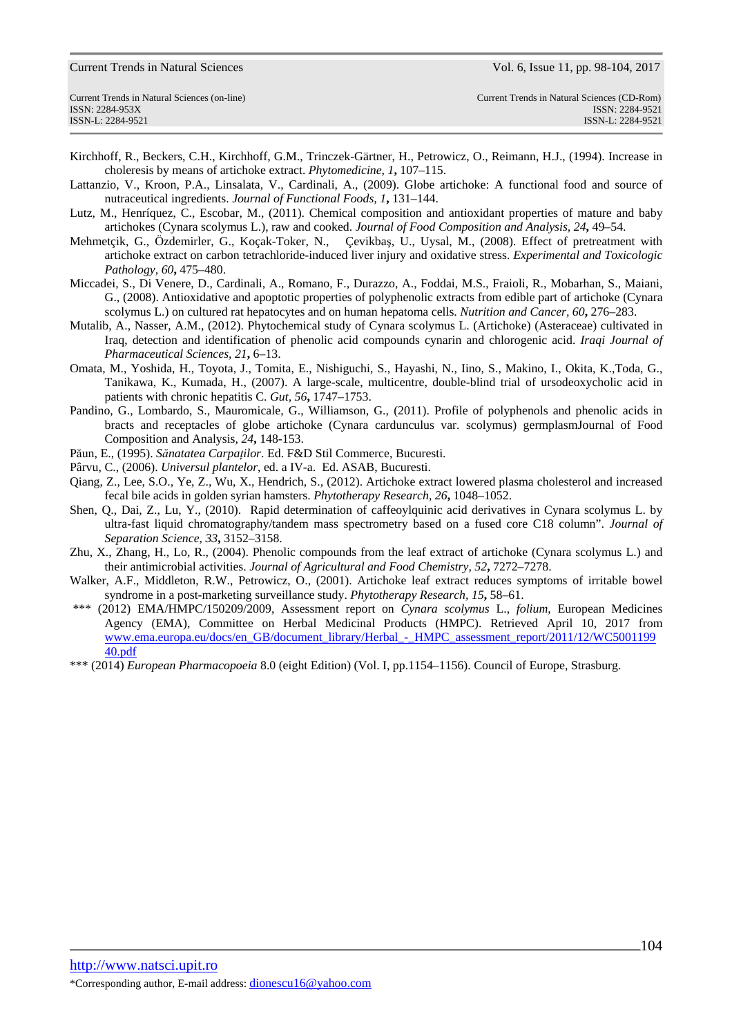Kirchhoff, R., Beckers, C.H., Kirchhoff, G.M., Trinczek-Gärtner, H., Petrowicz, O., Reimann, H.J., (1994). Increase in choleresis by means of artichoke extract. *Phytomedicine, 1***,** 107–115.

Lattanzio, V., Kroon, P.A., Linsalata, V., Cardinali, A., (2009). Globe artichoke: A functional food and source of nutraceutical ingredients. *Journal of Functional Foods, 1***,** 131–144.

Lutz, M., Henríquez, C., Escobar, M., (2011). Chemical composition and antioxidant properties of mature and baby artichokes (Cynara scolymus L.), raw and cooked. *Journal of Food Composition and Analysis, 24***,** 49–54.

Mehmetçik, G., Özdemirler, G., Koçak-Toker, N., Çevikbaş, U., Uysal, M., (2008). Effect of pretreatment with artichoke extract on carbon tetrachloride-induced liver injury and oxidative stress. *Experimental and Toxicologic Pathology, 60***,** 475–480.

Miccadei, S., Di Venere, D., Cardinali, A., Romano, F., Durazzo, A., Foddai, M.S., Fraioli, R., Mobarhan, S., Maiani, G., (2008). Antioxidative and apoptotic properties of polyphenolic extracts from edible part of artichoke (Cynara scolymus L.) on cultured rat hepatocytes and on human hepatoma cells. *Nutrition and Cancer, 60***,** 276–283.

Mutalib, A., Nasser, A.M., (2012). Phytochemical study of Cynara scolymus L. (Artichoke) (Asteraceae) cultivated in Iraq, detection and identification of phenolic acid compounds cynarin and chlorogenic acid. *Iraqi Journal of Pharmaceutical Sciences, 21***,** 6–13.

Omata, M., Yoshida, H., Toyota, J., Tomita, E., Nishiguchi, S., Hayashi, N., Iino, S., Makino, I., Okita, K.,Toda, G., Tanikawa, K., Kumada, H., (2007). A large-scale, multicentre, double-blind trial of ursodeoxycholic acid in patients with chronic hepatitis C. *Gut, 56***,** 1747–1753.

Pandino, G., Lombardo, S., Mauromicale, G., Williamson, G., (2011). Profile of polyphenols and phenolic acids in bracts and receptacles of globe artichoke (Cynara cardunculus var. scolymus) germplasmJournal of Food Composition and Analysis*, 24***,** 148-153.

Păun, E., (1995). *Sănatatea Carpaților*. Ed. F&D Stil Commerce, Bucuresti.

Pârvu, C., (2006). *Universul plantelor*, ed. a IV-a. Ed. ASAB, Bucuresti.

Qiang, Z., Lee, S.O., Ye, Z., Wu, X., Hendrich, S., (2012). Artichoke extract lowered plasma cholesterol and increased fecal bile acids in golden syrian hamsters. *Phytotherapy Research, 26***,** 1048–1052.

Shen, Q., Dai, Z., Lu, Y., (2010). Rapid determination of caffeoylquinic acid derivatives in Cynara scolymus L. by ultra-fast liquid chromatography/tandem mass spectrometry based on a fused core C18 column". *Journal of Separation Science, 33***,** 3152–3158.

Zhu, X., Zhang, H., Lo, R., (2004). Phenolic compounds from the leaf extract of artichoke (Cynara scolymus L.) and their antimicrobial activities. *Journal of Agricultural and Food Chemistry, 52***,** 7272–7278.

Walker, A.F., Middleton, R.W., Petrowicz, O., (2001). Artichoke leaf extract reduces symptoms of irritable bowel syndrome in a post-marketing surveillance study. *Phytotherapy Research, 15***,** 58–61.

*** (2012) EMA/HMPC/150209/2009, Assessment report on *Cynara scolymus* L., *folium*, European Medicines Agency (EMA), Committee on Herbal Medicinal Products (HMPC). Retrieved April 10, 2017 from www.ema.europa.eu/docs/en_GB/document_library/Herbal_-_HMPC_assessment_report/2011/12/WC500119940.pdf

*** (2014) *European Pharmacopoeia* 8.0 (eight Edition) (Vol. I, pp.1154–1156). Council of Europe, Strasburg.

http://www.natsci.upit.ro

*Corresponding author, E-mail address: dionescu16@yahoo.com